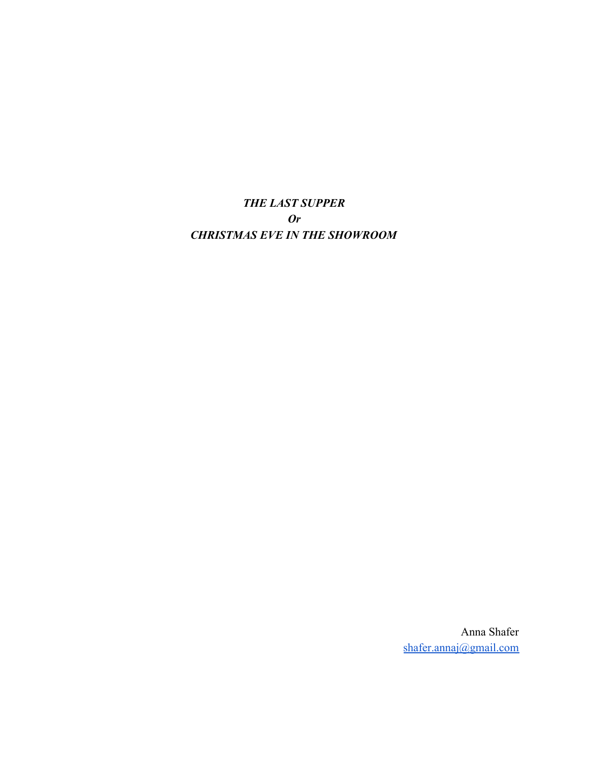***THE LAST SUPPER***

***Or***

***CHRISTMAS EVE IN THE SHOWROOM***

Anna Shafer

[shafer.annaj@gmail.com](mailto:shafer.annaj@gmail.com)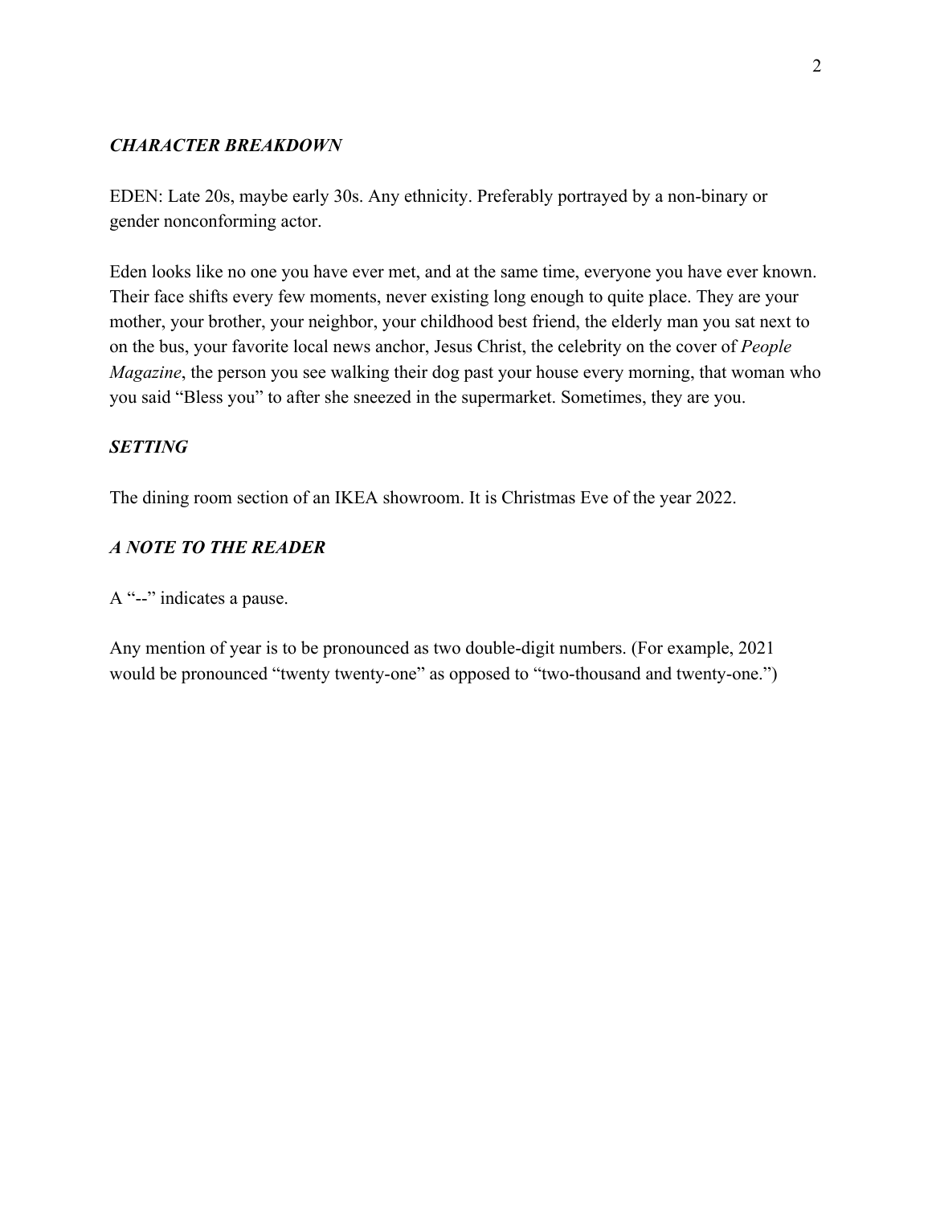### *CHARACTER BREAKDOWN*

EDEN: Late 20s, maybe early 30s. Any ethnicity. Preferably portrayed by a non-binary or gender nonconforming actor.

Eden looks like no one you have ever met, and at the same time, everyone you have ever known. Their face shifts every few moments, never existing long enough to quite place. They are your mother, your brother, your neighbor, your childhood best friend, the elderly man you sat next to on the bus, your favorite local news anchor, Jesus Christ, the celebrity on the cover of *People Magazine*, the person you see walking their dog past your house every morning, that woman who you said "Bless you" to after she sneezed in the supermarket. Sometimes, they are you.

### *SETTING*

The dining room section of an IKEA showroom. It is Christmas Eve of the year 2022.

### *A NOTE TO THE READER*

A "--" indicates a pause.

Any mention of year is to be pronounced as two double-digit numbers. (For example, 2021 would be pronounced "twenty twenty-one" as opposed to "two-thousand and twenty-one.")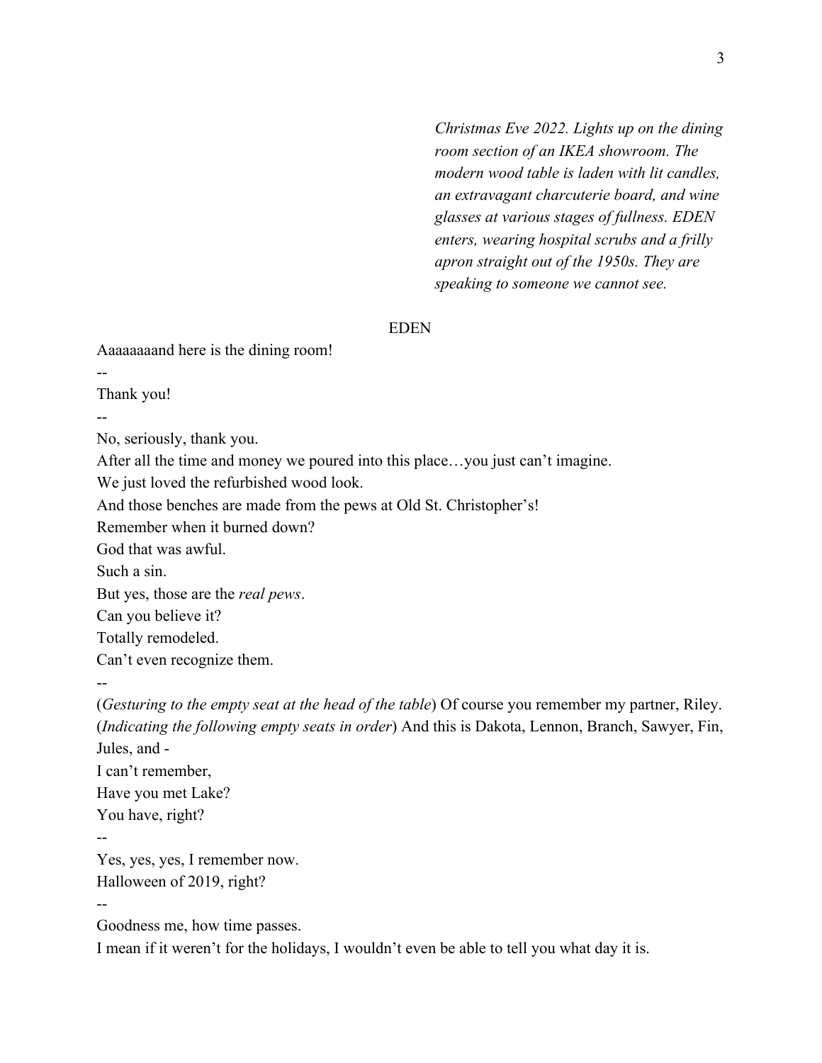*Christmas Eve 2022. Lights up on the dining room section of an IKEA showroom. The modern wood table is laden with lit candles, an extravagant charcuterie board, and wine glasses at various stages of fullness. EDEN enters, wearing hospital scrubs and a frilly apron straight out of the 1950s. They are speaking to someone we cannot see.*

EDEN

Aaaaaaaand here is the dining room!

--

Thank you!

--

No, seriously, thank you.

After all the time and money we poured into this place…you just can't imagine.

We just loved the refurbished wood look.

And those benches are made from the pews at Old St. Christopher's!

Remember when it burned down?

God that was awful.

Such a sin.

But yes, those are the *real pews*.

Can you believe it?

Totally remodeled.

Can't even recognize them.

--

(*Gesturing to the empty seat at the head of the table*) Of course you remember my partner, Riley. (*Indicating the following empty seats in order*) And this is Dakota, Lennon, Branch, Sawyer, Fin, Jules, and -

I can't remember,

Have you met Lake?

You have, right?

--

Yes, yes, yes, I remember now.

Halloween of 2019, right?

--

Goodness me, how time passes.

I mean if it weren't for the holidays, I wouldn't even be able to tell you what day it is.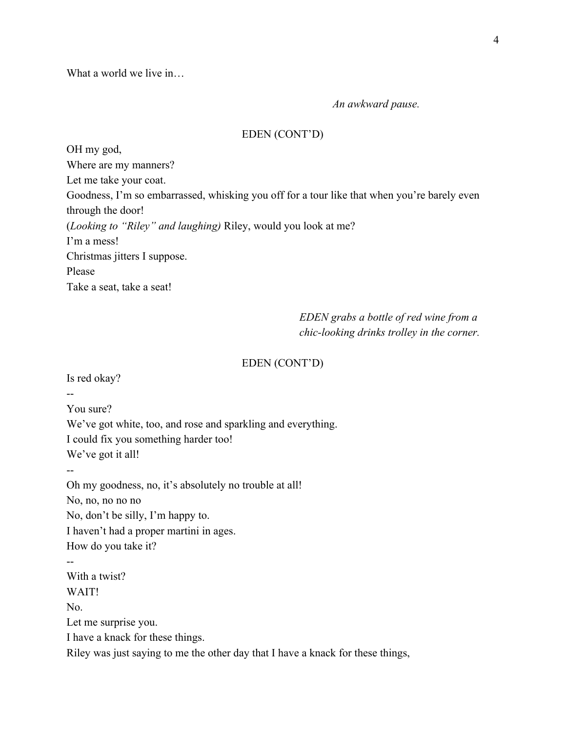What a world we live in…

*An awkward pause.*

EDEN (CONT'D)

OH my god,
Where are my manners?
Let me take your coat.
Goodness, I'm so embarrassed, whisking you off for a tour like that when you're barely even through the door!
(*Looking to "Riley" and laughing)* Riley, would you look at me?
I'm a mess!
Christmas jitters I suppose.
Please
Take a seat, take a seat!

*EDEN grabs a bottle of red wine from a chic-looking drinks trolley in the corner.*

EDEN (CONT'D)

Is red okay?
--
You sure?
We've got white, too, and rose and sparkling and everything.
I could fix you something harder too!
We've got it all!
--
Oh my goodness, no, it's absolutely no trouble at all!
No, no, no no no
No, don't be silly, I'm happy to.
I haven't had a proper martini in ages.
How do you take it?
--
With a twist?
WAIT!
No.
Let me surprise you.
I have a knack for these things.
Riley was just saying to me the other day that I have a knack for these things,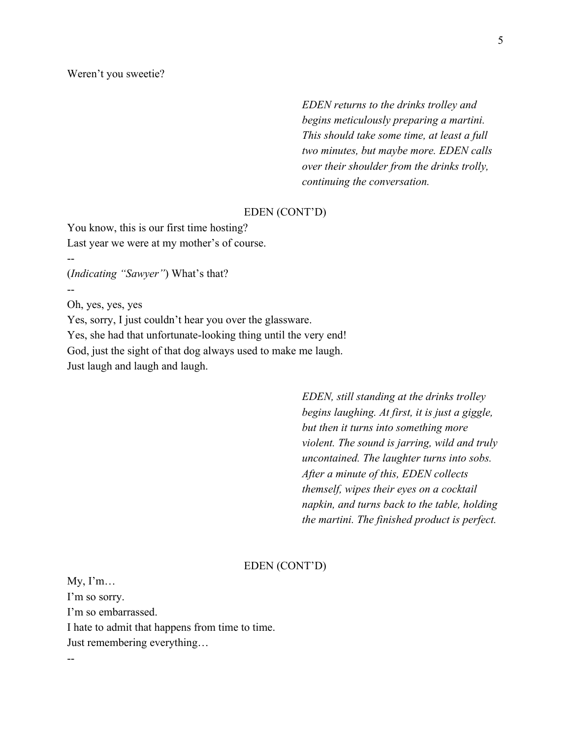Weren't you sweetie?

*EDEN returns to the drinks trolley and begins meticulously preparing a martini. This should take some time, at least a full two minutes, but maybe more. EDEN calls over their shoulder from the drinks trolly, continuing the conversation.*

EDEN (CONT'D)

You know, this is our first time hosting?
Last year we were at my mother's of course.
--
(*Indicating "Sawyer"*) What's that?
--
Oh, yes, yes, yes
Yes, sorry, I just couldn't hear you over the glassware.
Yes, she had that unfortunate-looking thing until the very end!
God, just the sight of that dog always used to make me laugh.
Just laugh and laugh and laugh.

*EDEN, still standing at the drinks trolley begins laughing. At first, it is just a giggle, but then it turns into something more violent. The sound is jarring, wild and truly uncontained. The laughter turns into sobs. After a minute of this, EDEN collects themself, wipes their eyes on a cocktail napkin, and turns back to the table, holding the martini. The finished product is perfect.*

EDEN (CONT'D)

My, I'm…
I'm so sorry.
I'm so embarrassed.
I hate to admit that happens from time to time.
Just remembering everything…
--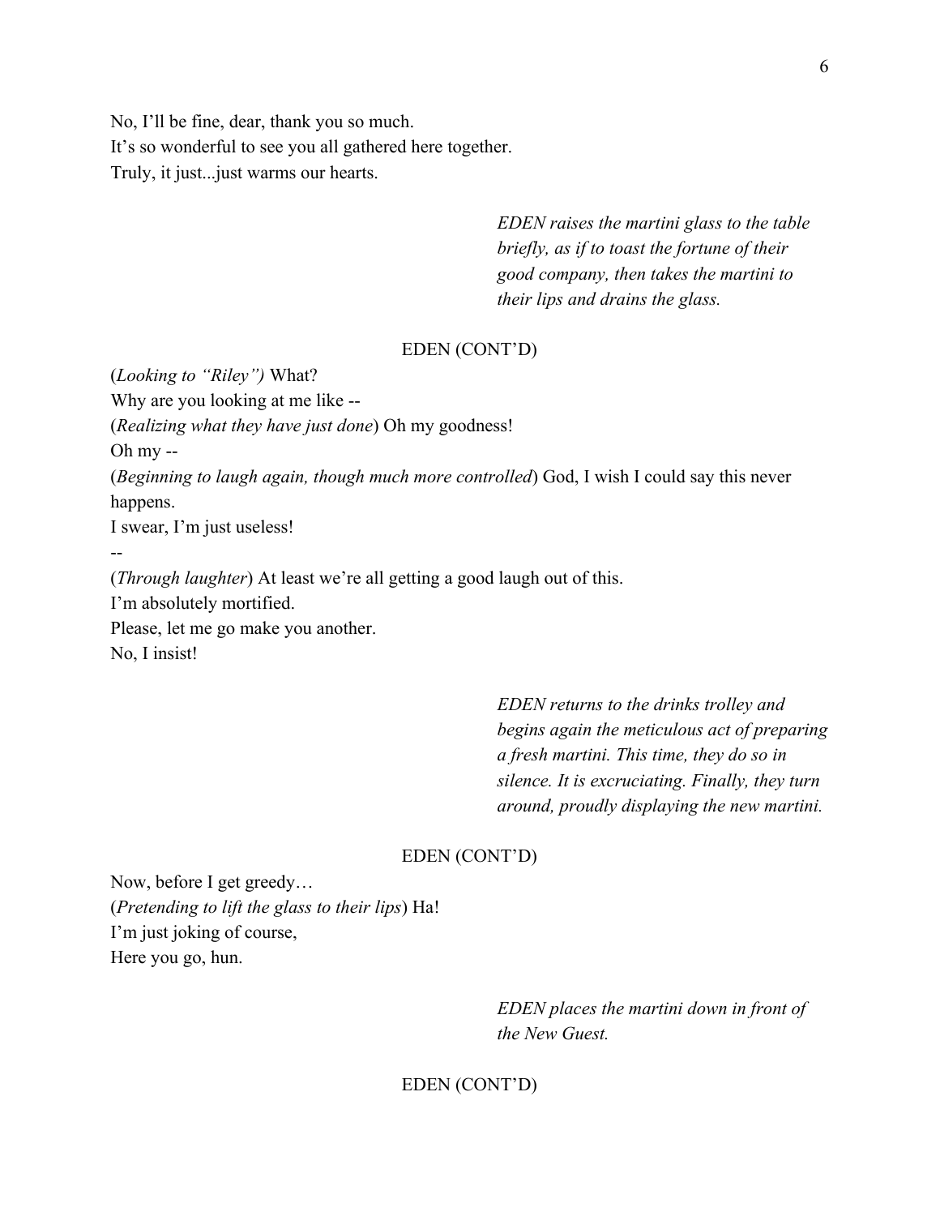No, I'll be fine, dear, thank you so much.
It's so wonderful to see you all gathered here together.
Truly, it just...just warms our hearts.

*EDEN raises the martini glass to the table briefly, as if to toast the fortune of their good company, then takes the martini to their lips and drains the glass.*

EDEN (CONT'D)

(*Looking to "Riley")* What?
Why are you looking at me like --
(*Realizing what they have just done*) Oh my goodness!
Oh my --
(*Beginning to laugh again, though much more controlled*) God, I wish I could say this never happens.
I swear, I'm just useless!
--
(*Through laughter*) At least we're all getting a good laugh out of this.
I'm absolutely mortified.
Please, let me go make you another.
No, I insist!

*EDEN returns to the drinks trolley and begins again the meticulous act of preparing a fresh martini. This time, they do so in silence. It is excruciating. Finally, they turn around, proudly displaying the new martini.*

EDEN (CONT'D)

Now, before I get greedy…
(*Pretending to lift the glass to their lips*) Ha!
I'm just joking of course,
Here you go, hun.

*EDEN places the martini down in front of the New Guest.*

EDEN (CONT'D)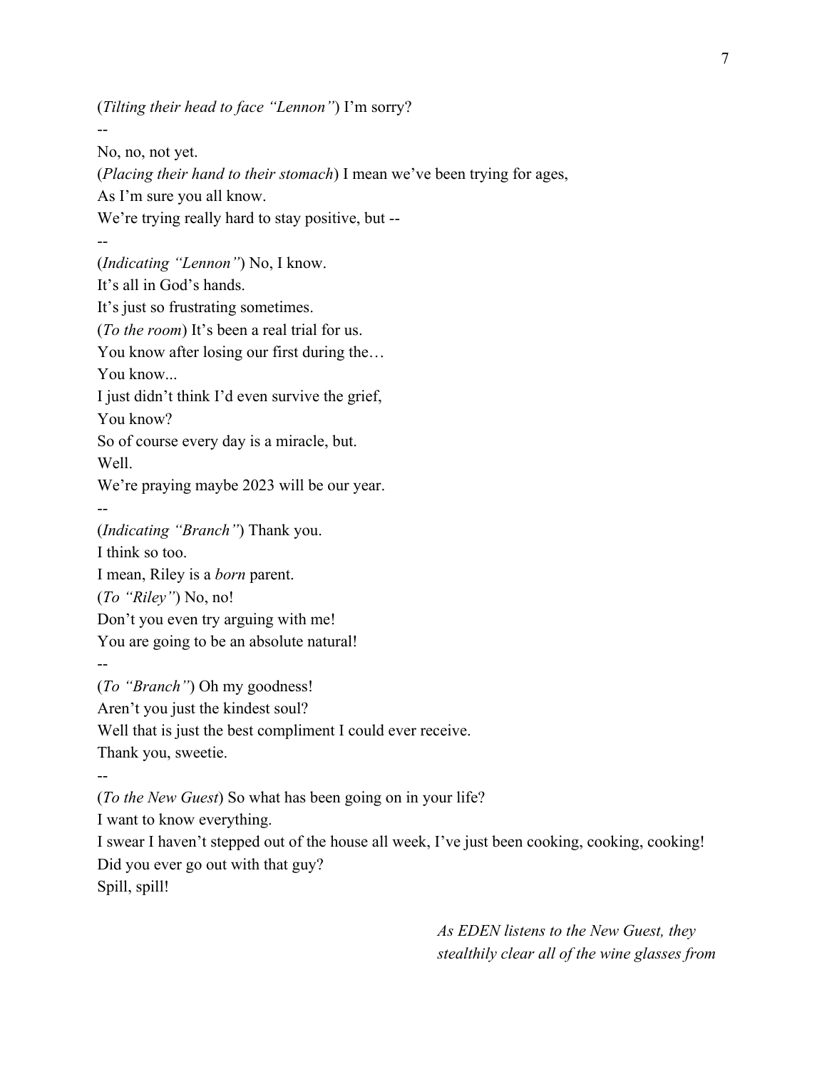(*Tilting their head to face "Lennon"*) I'm sorry?

--

No, no, not yet.

(*Placing their hand to their stomach*) I mean we've been trying for ages,

As I'm sure you all know.

We're trying really hard to stay positive, but --

--

(*Indicating "Lennon"*) No, I know.

It's all in God's hands.

It's just so frustrating sometimes.

(*To the room*) It's been a real trial for us.

You know after losing our first during the…

You know...

I just didn't think I'd even survive the grief,

You know?

So of course every day is a miracle, but.

Well.

We're praying maybe 2023 will be our year.

--

(*Indicating "Branch"*) Thank you.

I think so too.

I mean, Riley is a *born* parent.

(*To "Riley"*) No, no!

Don't you even try arguing with me!

You are going to be an absolute natural!

--

(*To "Branch"*) Oh my goodness!

Aren't you just the kindest soul?

Well that is just the best compliment I could ever receive.

Thank you, sweetie.

--

(*To the New Guest*) So what has been going on in your life?

I want to know everything.

I swear I haven't stepped out of the house all week, I've just been cooking, cooking, cooking!

Did you ever go out with that guy?

Spill, spill!

*As EDEN listens to the New Guest, they stealthily clear all of the wine glasses from*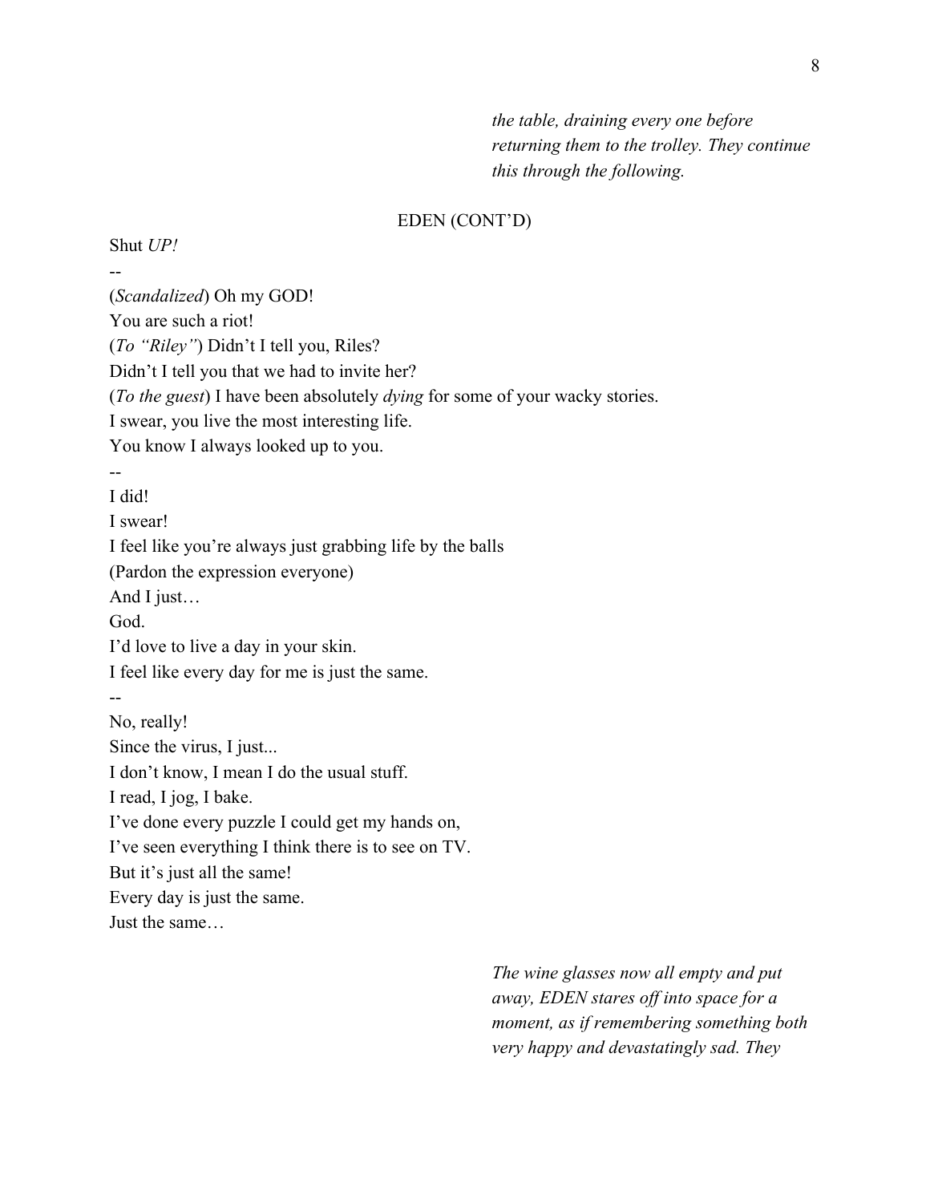*the table, draining every one before returning them to the trolley. They continue this through the following.*

EDEN (CONT'D)

Shut *UP!*

--

(*Scandalized*) Oh my GOD!

You are such a riot!

(*To "Riley"*) Didn't I tell you, Riles?

Didn't I tell you that we had to invite her?

(*To the guest*) I have been absolutely *dying* for some of your wacky stories.

I swear, you live the most interesting life.

You know I always looked up to you.

--

I did!

I swear!

I feel like you're always just grabbing life by the balls

(Pardon the expression everyone)

And I just…

God.

I'd love to live a day in your skin.

I feel like every day for me is just the same.

--

No, really!

Since the virus, I just...

I don't know, I mean I do the usual stuff.

I read, I jog, I bake.

I've done every puzzle I could get my hands on,

I've seen everything I think there is to see on TV.

But it's just all the same!

Every day is just the same.

Just the same…

*The wine glasses now all empty and put away, EDEN stares off into space for a moment, as if remembering something both very happy and devastatingly sad. They*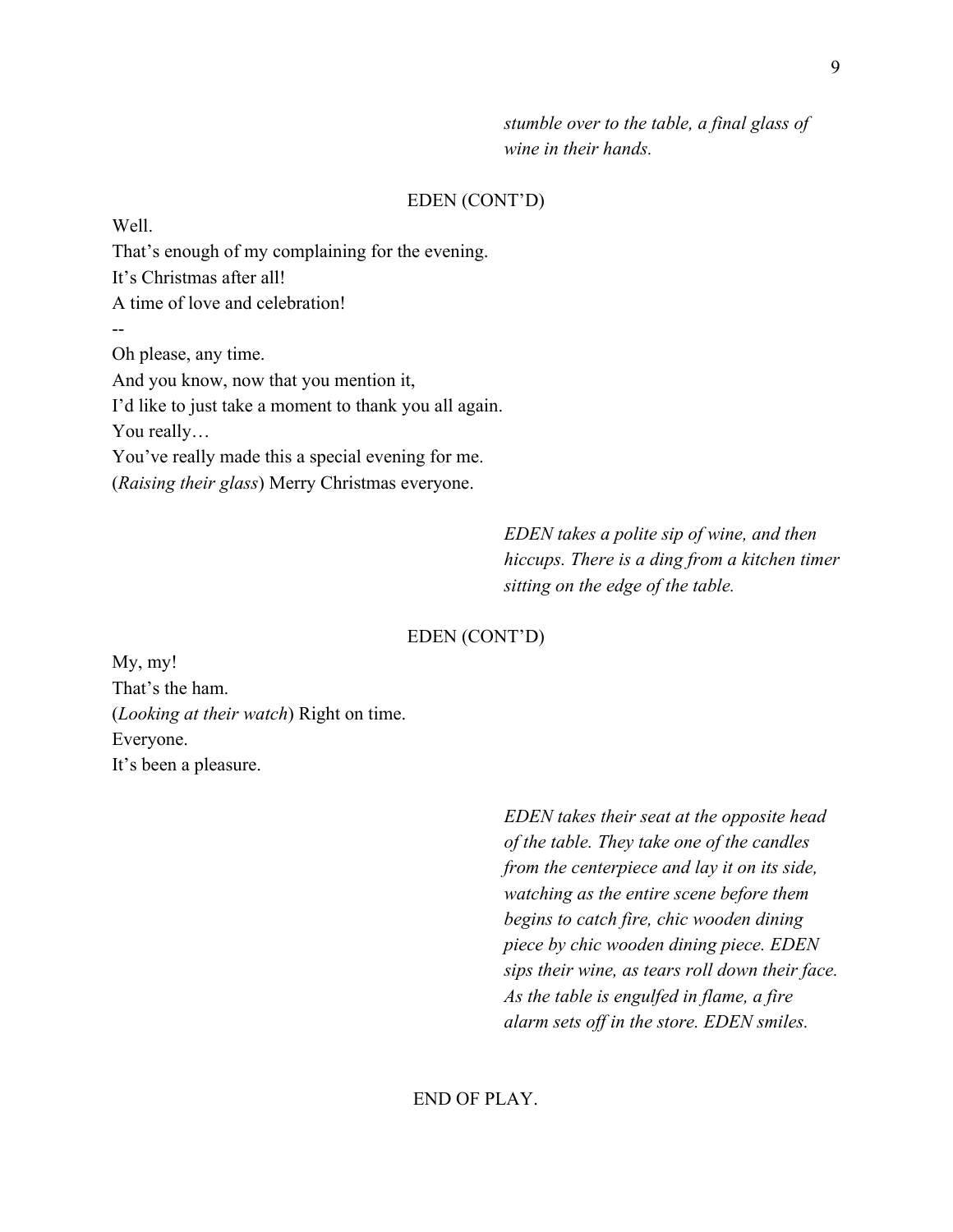*stumble over to the table, a final glass of wine in their hands.*

EDEN (CONT'D)

Well.
That's enough of my complaining for the evening.
It's Christmas after all!
A time of love and celebration!
--
Oh please, any time.
And you know, now that you mention it,
I'd like to just take a moment to thank you all again.
You really…
You've really made this a special evening for me.
(*Raising their glass*) Merry Christmas everyone.

*EDEN takes a polite sip of wine, and then hiccups. There is a ding from a kitchen timer sitting on the edge of the table.*

EDEN (CONT'D)

My, my!
That's the ham.
(*Looking at their watch*) Right on time.
Everyone.
It's been a pleasure.

*EDEN takes their seat at the opposite head of the table. They take one of the candles from the centerpiece and lay it on its side, watching as the entire scene before them begins to catch fire, chic wooden dining piece by chic wooden dining piece. EDEN sips their wine, as tears roll down their face. As the table is engulfed in flame, a fire alarm sets off in the store. EDEN smiles.*

END OF PLAY.